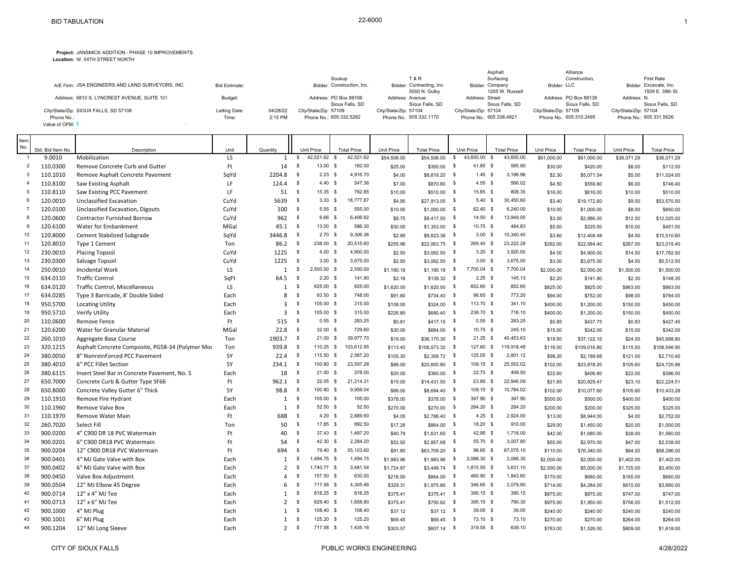# BID TABULATION

22-6000

**Project:** JANSMICK ADDITION - PHASE 10 IMPROVEMENTS
**Location:** W. 54TH STREET NORTH

| | | | | | | | |
|---|---|---|---|---|---|---|---|
| A/E Firm: JSA ENGINEERS AND LAND SURVEYORS, INC. | Bid Estimate: | | Bidder: Soukup Construction, Inc. | Bidder: T & R Contracting, Inc. | Bidder: Asphalt Surfacing Company | Bidder: Alliance Construction, LLC | Bidder: First Rate Excavate, Inc. |
| Address: 6810 S. LYNCREST AVENUE, SUITE 101 | Budget: | | Address: PO Box 89106 Sioux Falls, SD | Address: 5000 N. Gulby Avenue Sioux Falls, SD | Address: 1205 W. Russell Street Sioux Falls, SD | Address: PO Box 88136 Sioux Falls, SD | Address: 1509 E. 39th St. N. Sioux Falls, SD |
| City/State/Zip: SIOUX FALLS, SD 57108 | Letting Date: | 04/28/22 | City/State/Zip: 57109 | City/State/Zip: 57104 | City/State/Zip: 57104 | City/State/Zip: 57109 | City/State/Zip: 57104 |
| Phone No.: | Time: | 2:15 PM | Phone No.: 605.332.5282 | Phone No.: 605.332.1170 | Phone No.: 605.338.4921 | Phone No.: 605.310.2495 | Phone No.: 605.331.5626 |
| Value of OFM: $ - | | | | | | | |

| Item No. | Std. Bid Item No. | Description | Unit | Quantity | Unit Price | Total Price | Unit Price | Total Price | Unit Price | Total Price | Unit Price | Total Price | Unit Price | Total Price |
|---|---|---|---|---|---|---|---|---|---|---|---|---|---|---|
| 1 | 9.0010 | Mobilization | LS | 1 | $ 42,521.62 | $ 42,521.62 | $54,506.00 | $54,506.00 | $ 43,650.00 | $ 43,650.00 | $61,000.00 | $61,000.00 | $36,071.29 | $36,071.29 |
| 2 | 110.0300 | Remove Concrete Curb and Gutter | Ft | 14 | $ 13.00 | $ 182.00 | $25.00 | $350.00 | $ 41.85 | $ 585.90 | $30.00 | $420.00 | $8.00 | $112.00 |
| 3 | 110.1010 | Remove Asphalt Concrete Pavement | SqYd | 2204.8 | $ 2.23 | $ 4,916.70 | $4.00 | $8,819.20 | $ 1.45 | $ 3,196.96 | $2.30 | $5,071.04 | $5.00 | $11,024.00 |
| 4 | 110.8100 | Saw Existing Asphalt | LF | 124.4 | $ 4.40 | $ 547.36 | $7.00 | $870.80 | $ 4.55 | $ 566.02 | $4.50 | $559.80 | $6.00 | $746.40 |
| 5 | 110.8110 | Saw Existing PCC Pavement | LF | 51 | $ 15.35 | $ 782.85 | $10.00 | $510.00 | $ 15.85 | $ 808.35 | $16.00 | $816.00 | $10.00 | $510.00 |
| 6 | 120.0010 | Unclassified Excavation | CuYd | 5639 | $ 3.33 | $ 18,777.87 | $4.95 | $27,913.05 | $ 5.40 | $ 30,450.60 | $3.40 | $19,172.60 | $9.50 | $53,570.50 |
| 7 | 120.0100 | Unclassified Excavation, Digouts | CuYd | 100 | $ 5.55 | $ 555.00 | $10.00 | $1,000.00 | $ 62.40 | $ 6,240.00 | $10.00 | $1,000.00 | $8.50 | $850.00 |
| 8 | 120.0600 | Contractor Furnished Borrow | CuYd | 962 | $ 6.66 | $ 6,406.92 | $8.75 | $8,417.50 | $ 14.50 | $ 13,949.00 | $3.00 | $2,886.00 | $12.50 | $12,025.00 |
| 9 | 120.6100 | Water for Embankment | MGal | 45.1 | $ 13.00 | $ 586.30 | $30.00 | $1,353.00 | $ 10.75 | $ 484.83 | $5.00 | $225.50 | $10.00 | $451.00 |
| 10 | 120.8000 | Cement Stabilized Subgrade | SqYd | 3446.8 | $ 2.70 | $ 9,306.36 | $2.85 | $9,823.38 | $ 3.00 | $ 10,340.40 | $3.60 | $12,408.48 | $4.50 | $15,510.60 |
| 11 | 120.8010 | Type 1 Cement | Ton | 86.2 | $ 238.00 | $ 20,515.60 | $255.96 | $22,063.75 | $ 269.40 | $ 23,222.28 | $262.00 | $22,584.40 | $267.00 | $23,015.40 |
| 12 | 230.0010 | Placing Topsoil | CuYd | 1225 | $ 4.00 | $ 4,900.00 | $2.50 | $3,062.50 | $ 3.20 | $ 3,920.00 | $4.00 | $4,900.00 | $14.50 | $17,762.50 |
| 13 | 230.0300 | Salvage Topsoil | CuYd | 1225 | $ 3.00 | $ 3,675.00 | $2.50 | $3,062.50 | $ 3.00 | $ 3,675.00 | $3.00 | $3,675.00 | $4.50 | $5,512.50 |
| 14 | 250.0010 | Incidental Work | LS | 1 | $ 2,500.00 | $ 2,500.00 | $1,190.18 | $1,190.18 | $ 7,700.04 | $ 7,700.04 | $2,000.00 | $2,000.00 | $1,500.00 | $1,500.00 |
| 15 | 634.0110 | Traffic Control | SqFt | 64.5 | $ 2.20 | $ 141.90 | $2.16 | $139.32 | $ 2.25 | $ 145.13 | $2.20 | $141.90 | $2.30 | $148.35 |
| 16 | 634.0120 | Traffic Control, Miscellaneous | LS | 1 | $ 825.00 | $ 825.00 | $1,620.00 | $1,620.00 | $ 852.60 | $ 852.60 | $825.00 | $825.00 | $863.00 | $863.00 |
| 17 | 634.0285 | Type 3 Barricade, 8' Double Sided | Each | 8 | $ 93.50 | $ 748.00 | $91.80 | $734.40 | $ 96.65 | $ 773.20 | $94.00 | $752.00 | $98.00 | $784.00 |
| 18 | 950.5700 | Locating Utility | Each | 3 | $ 105.00 | $ 315.00 | $108.00 | $324.00 | $ 113.70 | $ 341.10 | $400.00 | $1,200.00 | $150.00 | $450.00 |
| 19 | 950.5710 | Verify Utility | Each | 3 | $ 105.00 | $ 315.00 | $226.80 | $680.40 | $ 238.70 | $ 716.10 | $400.00 | $1,200.00 | $150.00 | $450.00 |
| 20 | 110.0600 | Remove Fence | Ft | 515 | $ 0.55 | $ 283.25 | $0.81 | $417.15 | $ 0.55 | $ 283.25 | $0.85 | $437.75 | $0.83 | $427.45 |
| 21 | 120.6200 | Water for Granular Material | MGal | 22.8 | $ 32.00 | $ 729.60 | $30.00 | $684.00 | $ 10.75 | $ 245.10 | $15.00 | $342.00 | $15.00 | $342.00 |
| 22 | 260.1010 | Aggregate Base Course | Ton | 1903.7 | $ 21.00 | $ 39,977.70 | $19.00 | $36,170.30 | $ 21.25 | $ 40,453.63 | $19.50 | $37,122.15 | $24.00 | $45,688.80 |
| 23 | 320.1215 | Asphalt Concrete Composite, PG58-34 (Polymer Mod | Ton | 939.8 | $ 110.25 | $ 103,612.95 | $113.40 | $106,573.32 | $ 127.60 | $ 119,918.48 | $116.00 | $109,016.80 | $115.50 | $108,546.90 |
| 24 | 380.0050 | 8" NonreinForced PCC Pavement | SY | 22.4 | $ 115.50 | $ 2,587.20 | $105.30 | $2,358.72 | $ 125.05 | $ 2,801.12 | $98.20 | $2,199.68 | $121.00 | $2,710.40 |
| 25 | 380.4010 | 6" PCC Fillet Section | SY | 234.1 | $ 100.80 | $ 23,597.28 | $88.00 | $20,600.80 | $ 109.15 | $ 25,552.02 | $102.00 | $23,878.20 | $105.60 | $24,720.96 |
| 26 | 380.6115 | Insert Steel Bar in Concrete Pavement, No. 5 | Each | 18 | $ 21.00 | $ 378.00 | $20.00 | $360.00 | $ 22.75 | $ 409.50 | $22.60 | $406.80 | $22.00 | $396.00 |
| 27 | 650.7000 | Concrete Curb & Gutter Type SF66 | Ft | 962.1 | $ 22.05 | $ 21,214.31 | $15.00 | $14,431.50 | $ 23.85 | $ 22,946.09 | $21.65 | $20,829.47 | $23.10 | $22,224.51 |
| 28 | 650.8000 | Concrete Valley Gutter 6" Thick | SY | 98.8 | $ 100.80 | $ 9,959.04 | $88.00 | $8,694.40 | $ 109.15 | $ 10,784.02 | $102.00 | $10,077.60 | $105.60 | $10,433.28 |
| 29 | 110.1910 | Remove Fire Hydrant | Each | 1 | $ 105.00 | $ 105.00 | $378.00 | $378.00 | $ 397.90 | $ 397.90 | $500.00 | $500.00 | $400.00 | $400.00 |
| 30 | 110.1960 | Remove Valve Box | Each | 1 | $ 52.50 | $ 52.50 | $270.00 | $270.00 | $ 284.20 | $ 284.20 | $200.00 | $200.00 | $325.00 | $325.00 |
| 31 | 110.1970 | Remove Water Main | Ft | 688 | $ 4.20 | $ 2,889.60 | $4.05 | $2,786.40 | $ 4.25 | $ 2,924.00 | $13.00 | $8,944.00 | $4.00 | $2,752.00 |
| 32 | 260.7020 | Select Fill | Ton | 50 | $ 17.85 | $ 892.50 | $17.28 | $864.00 | $ 18.20 | $ 910.00 | $29.00 | $1,450.00 | $20.00 | $1,000.00 |
| 33 | 900.0200 | 4" C900 DR 18 PVC Watermain | Ft | 40 | $ 37.43 | $ 1,497.20 | $40.79 | $1,631.60 | $ 42.95 | $ 1,718.00 | $42.00 | $1,680.00 | $39.00 | $1,560.00 |
| 34 | 900.0201 | 6" C900 DR18 PVC Watermain | Ft | 54 | $ 42.30 | $ 2,284.20 | $52.92 | $2,857.68 | $ 55.70 | $ 3,007.80 | $55.00 | $2,970.00 | $47.00 | $2,538.00 |
| 35 | 900.0204 | 12" C900 DR18 PVC Watermain | Ft | 694 | $ 79.40 | $ 55,103.60 | $91.80 | $63,709.20 | $ 96.65 | $ 67,075.10 | $110.00 | $76,340.00 | $84.00 | $58,296.00 |
| 36 | 900.0401 | 4" MJ Gate Valve with Box | Each | 1 | $ 1,494.75 | $ 1,494.75 | $1,983.96 | $1,983.96 | $ 2,088.30 | $ 2,088.30 | $2,000.00 | $2,000.00 | $1,402.00 | $1,402.00 |
| 37 | 900.0402 | 6" MJ Gate Valve with Box | Each | 2 | $ 1,740.77 | $ 3,481.54 | $1,724.87 | $3,449.74 | $ 1,815.55 | $ 3,631.10 | $2,500.00 | $5,000.00 | $1,725.00 | $3,450.00 |
| 38 | 900.0450 | Valve Box Adjustment | Each | 4 | $ 157.50 | $ 630.00 | $216.00 | $864.00 | $ 460.90 | $ 1,843.60 | $170.00 | $680.00 | $165.00 | $660.00 |
| 39 | 900.0504 | 12" MJ Elbow 45 Degree | Each | 6 | $ 717.58 | $ 4,305.48 | $329.31 | $1,975.86 | $ 346.65 | $ 2,079.90 | $714.00 | $4,284.00 | $610.00 | $3,660.00 |
| 40 | 900.0714 | 12" x 4" MJ Tee | Each | 1 | $ 818.25 | $ 818.25 | $375.41 | $375.41 | $ 395.15 | $ 395.15 | $875.00 | $875.00 | $747.00 | $747.00 |
| 41 | 900.0713 | 12" x 6" MJ Tee | Each | 2 | $ 829.40 | $ 1,658.80 | $375.41 | $750.82 | $ 395.15 | $ 790.30 | $975.00 | $1,950.00 | $756.00 | $1,512.00 |
| 42 | 900.1000 | 4" MJ Plug | Each | 1 | $ 108.40 | $ 108.40 | $37.12 | $37.12 | $ 39.05 | $ 39.05 | $240.00 | $240.00 | $240.00 | $240.00 |
| 43 | 900.1001 | 6" MJ Plug | Each | 1 | $ 125.20 | $ 125.20 | $69.45 | $69.45 | $ 73.10 | $ 73.10 | $270.00 | $270.00 | $264.00 | $264.00 |
| 44 | 900.1204 | 12" MJ Long Sleeve | Each | 2 | $ 717.58 | $ 1,435.16 | $303.57 | $607.14 | $ 319.55 | $ 639.10 | $763.00 | $1,526.00 | $809.00 | $1,618.00 |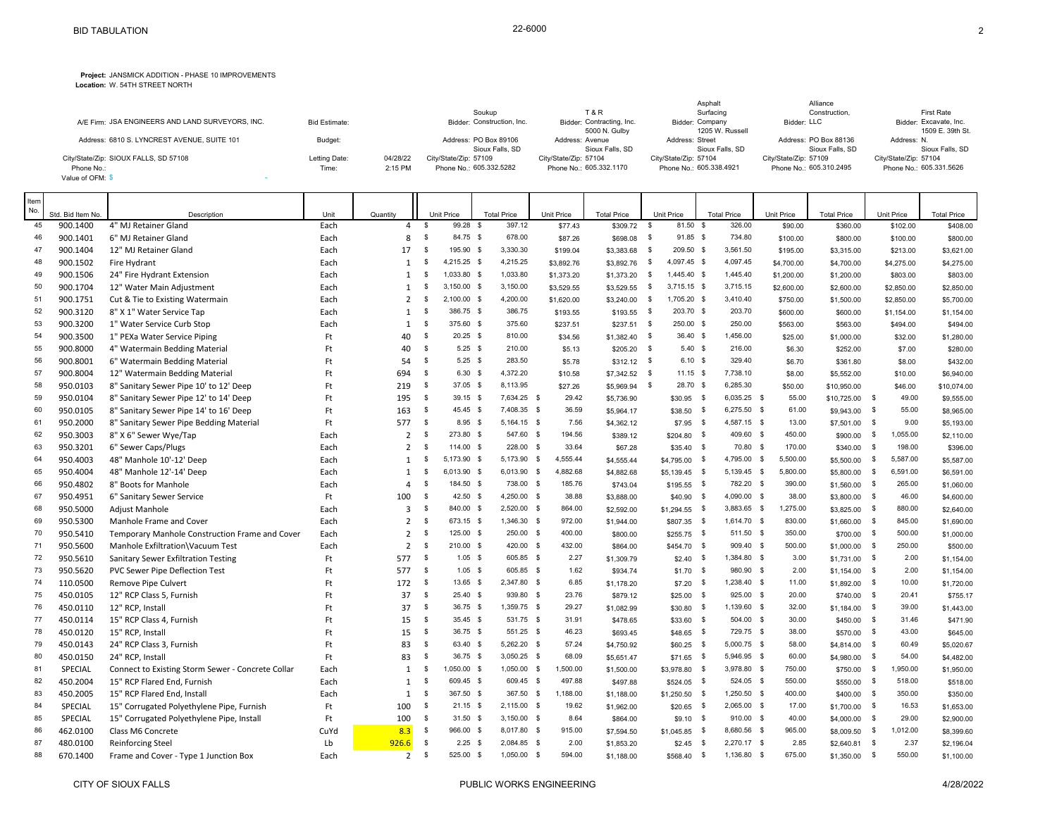**Project:** JANSMICK ADDITION - PHASE 10 IMPROVEMENTS
**Location:** W. 54TH STREET NORTH

| | | | | | |
|---|---|---|---|---|---|
| A/E Firm: JSA ENGINEERS AND LAND SURVEYORS, INC. | Bid Estimate: | Bidder: Soukup Construction, Inc. | Bidder: T & R Contracting, Inc. | Bidder: Asphalt Surfacing Company | Bidder: Alliance Construction, LLC | Bidder: First Rate Excavate, Inc. |
| Address: 6810 S. LYNCREST AVENUE, SUITE 101 | Budget: | Address: PO Box 89106 Sioux Falls, SD | Address: 5000 N. Gulby Avenue Sioux Falls, SD | Address: 1205 W. Russell Street Sioux Falls, SD | Address: PO Box 88136 Sioux Falls, SD | Address: 1509 E. 39th St. N. Sioux Falls, SD |
| City/State/Zip: SIOUX FALLS, SD 57108 | Letting Date: 04/28/22 | City/State/Zip: 57109 | City/State/Zip: 57104 | City/State/Zip: 57104 | City/State/Zip: 57109 | City/State/Zip: 57104 |
| Phone No.: | Time: 2:15 PM | Phone No.: 605.332.5282 | Phone No.: 605.332.1170 | Phone No.: 605.338.4921 | Phone No.: 605.310.2495 | Phone No.: 605.331.5626 |
| Value of OFM: $ - | | | | | | |

| Item No. | Std. Bid Item No. | Description | Unit | Quantity | Soukup Unit Price | Soukup Total Price | T & R Unit Price | T & R Total Price | Asphalt Surfacing Unit Price | Asphalt Surfacing Total Price | Alliance Unit Price | Alliance Total Price | First Rate Unit Price | First Rate Total Price |
|---|---|---|---|---|---|---|---|---|---|---|---|---|---|---|
| 45 | 900.1400 | 4" MJ Retainer Gland | Each | 4 | $ 99.28 | $ 397.12 | $77.43 | $309.72 | $ 81.50 | $ 326.00 | $90.00 | $360.00 | $102.00 | $408.00 |
| 46 | 900.1401 | 6" MJ Retainer Gland | Each | 8 | $ 84.75 | $ 678.00 | $87.26 | $698.08 | $ 91.85 | $ 734.80 | $100.00 | $800.00 | $100.00 | $800.00 |
| 47 | 900.1404 | 12" MJ Retainer Gland | Each | 17 | $ 195.90 | $ 3,330.30 | $199.04 | $3,383.68 | $ 209.50 | $ 3,561.50 | $195.00 | $3,315.00 | $213.00 | $3,621.00 |
| 48 | 900.1502 | Fire Hydrant | Each | 1 | $ 4,215.25 | $ 4,215.25 | $3,892.76 | $3,892.76 | $ 4,097.45 | $ 4,097.45 | $4,700.00 | $4,700.00 | $4,275.00 | $4,275.00 |
| 49 | 900.1506 | 24" Fire Hydrant Extension | Each | 1 | $ 1,033.80 | $ 1,033.80 | $1,373.20 | $1,373.20 | $ 1,445.40 | $ 1,445.40 | $1,200.00 | $1,200.00 | $803.00 | $803.00 |
| 50 | 900.1704 | 12" Water Main Adjustment | Each | 1 | $ 3,150.00 | $ 3,150.00 | $3,529.55 | $3,529.55 | $ 3,715.15 | $ 3,715.15 | $2,600.00 | $2,600.00 | $2,850.00 | $2,850.00 |
| 51 | 900.1751 | Cut & Tie to Existing Watermain | Each | 2 | $ 2,100.00 | $ 4,200.00 | $1,620.00 | $3,240.00 | $ 1,705.20 | $ 3,410.40 | $750.00 | $1,500.00 | $2,850.00 | $5,700.00 |
| 52 | 900.3120 | 8" X 1" Water Service Tap | Each | 1 | $ 386.75 | $ 386.75 | $193.55 | $193.55 | $ 203.70 | $ 203.70 | $600.00 | $600.00 | $1,154.00 | $1,154.00 |
| 53 | 900.3200 | 1" Water Service Curb Stop | Each | 1 | $ 375.60 | $ 375.60 | $237.51 | $237.51 | $ 250.00 | $ 250.00 | $563.00 | $563.00 | $494.00 | $494.00 |
| 54 | 900.3500 | 1" PEXa Water Service Piping | Ft | 40 | $ 20.25 | $ 810.00 | $34.56 | $1,382.40 | $ 36.40 | $ 1,456.00 | $25.00 | $1,000.00 | $32.00 | $1,280.00 |
| 55 | 900.8000 | 4" Watermain Bedding Material | Ft | 40 | $ 5.25 | $ 210.00 | $5.13 | $205.20 | $ 5.40 | $ 216.00 | $6.30 | $252.00 | $7.00 | $280.00 |
| 56 | 900.8001 | 6" Watermain Bedding Material | Ft | 54 | $ 5.25 | $ 283.50 | $5.78 | $312.12 | $ 6.10 | $ 329.40 | $6.70 | $361.80 | $8.00 | $432.00 |
| 57 | 900.8004 | 12" Watermain Bedding Material | Ft | 694 | $ 6.30 | $ 4,372.20 | $10.58 | $7,342.52 | $ 11.15 | $ 7,738.10 | $8.00 | $5,552.00 | $10.00 | $6,940.00 |
| 58 | 950.0103 | 8" Sanitary Sewer Pipe 10' to 12' Deep | Ft | 219 | $ 37.05 | $ 8,113.95 | $27.26 | $5,969.94 | $ 28.70 | $ 6,285.30 | $50.00 | $10,950.00 | $46.00 | $10,074.00 |
| 59 | 950.0104 | 8" Sanitary Sewer Pipe 12' to 14' Deep | Ft | 195 | $ 39.15 | $ 7,634.25 | $ 29.42 | $5,736.90 | $30.95 | $ 6,035.25 | $ 55.00 | $10,725.00 | $ 49.00 | $9,555.00 |
| 60 | 950.0105 | 8" Sanitary Sewer Pipe 14' to 16' Deep | Ft | 163 | $ 45.45 | $ 7,408.35 | $ 36.59 | $5,964.17 | $38.50 | $ 6,275.50 | $ 61.00 | $9,943.00 | $ 55.00 | $8,965.00 |
| 61 | 950.2000 | 8" Sanitary Sewer Pipe Bedding Material | Ft | 577 | $ 8.95 | $ 5,164.15 | $ 7.56 | $4,362.12 | $7.95 | $ 4,587.15 | $ 13.00 | $7,501.00 | $ 9.00 | $5,193.00 |
| 62 | 950.3003 | 8" X 6" Sewer Wye/Tap | Each | 2 | $ 273.80 | $ 547.60 | $ 194.56 | $389.12 | $204.80 | $ 409.60 | $ 450.00 | $900.00 | $ 1,055.00 | $2,110.00 |
| 63 | 950.3201 | 6" Sewer Caps/Plugs | Each | 2 | $ 114.00 | $ 228.00 | $ 33.64 | $67.28 | $35.40 | $ 70.80 | $ 170.00 | $340.00 | $ 198.00 | $396.00 |
| 64 | 950.4003 | 48" Manhole 10'-12' Deep | Each | 1 | $ 5,173.90 | $ 5,173.90 | $ 4,555.44 | $4,555.44 | $4,795.00 | $ 4,795.00 | $ 5,500.00 | $5,500.00 | $ 5,587.00 | $5,587.00 |
| 65 | 950.4004 | 48" Manhole 12'-14' Deep | Each | 1 | $ 6,013.90 | $ 6,013.90 | $ 4,882.68 | $4,882.68 | $5,139.45 | $ 5,139.45 | $ 5,800.00 | $5,800.00 | $ 6,591.00 | $6,591.00 |
| 66 | 950.4802 | 8" Boots for Manhole | Each | 4 | $ 184.50 | $ 738.00 | $ 185.76 | $743.04 | $195.55 | $ 782.20 | $ 390.00 | $1,560.00 | $ 265.00 | $1,060.00 |
| 67 | 950.4951 | 6" Sanitary Sewer Service | Ft | 100 | $ 42.50 | $ 4,250.00 | $ 38.88 | $3,888.00 | $40.90 | $ 4,090.00 | $ 38.00 | $3,800.00 | $ 46.00 | $4,600.00 |
| 68 | 950.5000 | Adjust Manhole | Each | 3 | $ 840.00 | $ 2,520.00 | $ 864.00 | $2,592.00 | $1,294.55 | $ 3,883.65 | $ 1,275.00 | $3,825.00 | $ 880.00 | $2,640.00 |
| 69 | 950.5300 | Manhole Frame and Cover | Each | 2 | $ 673.15 | $ 1,346.30 | $ 972.00 | $1,944.00 | $807.35 | $ 1,614.70 | $ 830.00 | $1,660.00 | $ 845.00 | $1,690.00 |
| 70 | 950.5410 | Temporary Manhole Construction Frame and Cover | Each | 2 | $ 125.00 | $ 250.00 | $ 400.00 | $800.00 | $255.75 | $ 511.50 | $ 350.00 | $700.00 | $ 500.00 | $1,000.00 |
| 71 | 950.5600 | Manhole Exfiltration\Vacuum Test | Each | 2 | $ 210.00 | $ 420.00 | $ 432.00 | $864.00 | $454.70 | $ 909.40 | $ 500.00 | $1,000.00 | $ 250.00 | $500.00 |
| 72 | 950.5610 | Sanitary Sewer Exfiltration Testing | Ft | 577 | $ 1.05 | $ 605.85 | $ 2.27 | $1,309.79 | $2.40 | $ 1,384.80 | $ 3.00 | $1,731.00 | $ 2.00 | $1,154.00 |
| 73 | 950.5620 | PVC Sewer Pipe Deflection Test | Ft | 577 | $ 1.05 | $ 605.85 | $ 1.62 | $934.74 | $1.70 | $ 980.90 | $ 2.00 | $1,154.00 | $ 2.00 | $1,154.00 |
| 74 | 110.0500 | Remove Pipe Culvert | Ft | 172 | $ 13.65 | $ 2,347.80 | $ 6.85 | $1,178.20 | $7.20 | $ 1,238.40 | $ 11.00 | $1,892.00 | $ 10.00 | $1,720.00 |
| 75 | 450.0105 | 12" RCP Class 5, Furnish | Ft | 37 | $ 25.40 | $ 939.80 | $ 23.76 | $879.12 | $25.00 | $ 925.00 | $ 20.00 | $740.00 | $ 20.41 | $755.17 |
| 76 | 450.0110 | 12" RCP, Install | Ft | 37 | $ 36.75 | $ 1,359.75 | $ 29.27 | $1,082.99 | $30.80 | $ 1,139.60 | $ 32.00 | $1,184.00 | $ 39.00 | $1,443.00 |
| 77 | 450.0114 | 15" RCP Class 4, Furnish | Ft | 15 | $ 35.45 | $ 531.75 | $ 31.91 | $478.65 | $33.60 | $ 504.00 | $ 30.00 | $450.00 | $ 31.46 | $471.90 |
| 78 | 450.0120 | 15" RCP, Install | Ft | 15 | $ 36.75 | $ 551.25 | $ 46.23 | $693.45 | $48.65 | $ 729.75 | $ 38.00 | $570.00 | $ 43.00 | $645.00 |
| 79 | 450.0143 | 24" RCP Class 3, Furnish | Ft | 83 | $ 63.40 | $ 5,262.20 | $ 57.24 | $4,750.92 | $60.25 | $ 5,000.75 | $ 58.00 | $4,814.00 | $ 60.49 | $5,020.67 |
| 80 | 450.0150 | 24" RCP, Install | Ft | 83 | $ 36.75 | $ 3,050.25 | $ 68.09 | $5,651.47 | $71.65 | $ 5,946.95 | $ 60.00 | $4,980.00 | $ 54.00 | $4,482.00 |
| 81 | SPECIAL | Connect to Existing Storm Sewer - Concrete Collar | Each | 1 | $ 1,050.00 | $ 1,050.00 | $ 1,500.00 | $1,500.00 | $3,978.80 | $ 3,978.80 | $ 750.00 | $750.00 | $ 1,950.00 | $1,950.00 |
| 82 | 450.2004 | 15" RCP Flared End, Furnish | Each | 1 | $ 609.45 | $ 609.45 | $ 497.88 | $497.88 | $524.05 | $ 524.05 | $ 550.00 | $550.00 | $ 518.00 | $518.00 |
| 83 | 450.2005 | 15" RCP Flared End, Install | Each | 1 | $ 367.50 | $ 367.50 | $ 1,188.00 | $1,188.00 | $1,250.50 | $ 1,250.50 | $ 400.00 | $400.00 | $ 350.00 | $350.00 |
| 84 | SPECIAL | 15" Corrugated Polyethylene Pipe, Furnish | Ft | 100 | $ 21.15 | $ 2,115.00 | $ 19.62 | $1,962.00 | $20.65 | $ 2,065.00 | $ 17.00 | $1,700.00 | $ 16.53 | $1,653.00 |
| 85 | SPECIAL | 15" Corrugated Polyethylene Pipe, Install | Ft | 100 | $ 31.50 | $ 3,150.00 | $ 8.64 | $864.00 | $9.10 | $ 910.00 | $ 40.00 | $4,000.00 | $ 29.00 | $2,900.00 |
| 86 | 462.0100 | Class M6 Concrete | CuYd | 8.3 | $ 966.00 | $ 8,017.80 | $ 915.00 | $7,594.50 | $1,045.85 | $ 8,680.56 | $ 965.00 | $8,009.50 | $ 1,012.00 | $8,399.60 |
| 87 | 480.0100 | Reinforcing Steel | Lb | 926.6 | $ 2.25 | $ 2,084.85 | $ 2.00 | $1,853.20 | $2.45 | $ 2,270.17 | $ 2.85 | $2,640.81 | $ 2.37 | $2,196.04 |
| 88 | 670.1400 | Frame and Cover - Type 1 Junction Box | Each | 2 | $ 525.00 | $ 1,050.00 | $ 594.00 | $1,188.00 | $568.40 | $ 1,136.80 | $ 675.00 | $1,350.00 | $ 550.00 | $1,100.00 |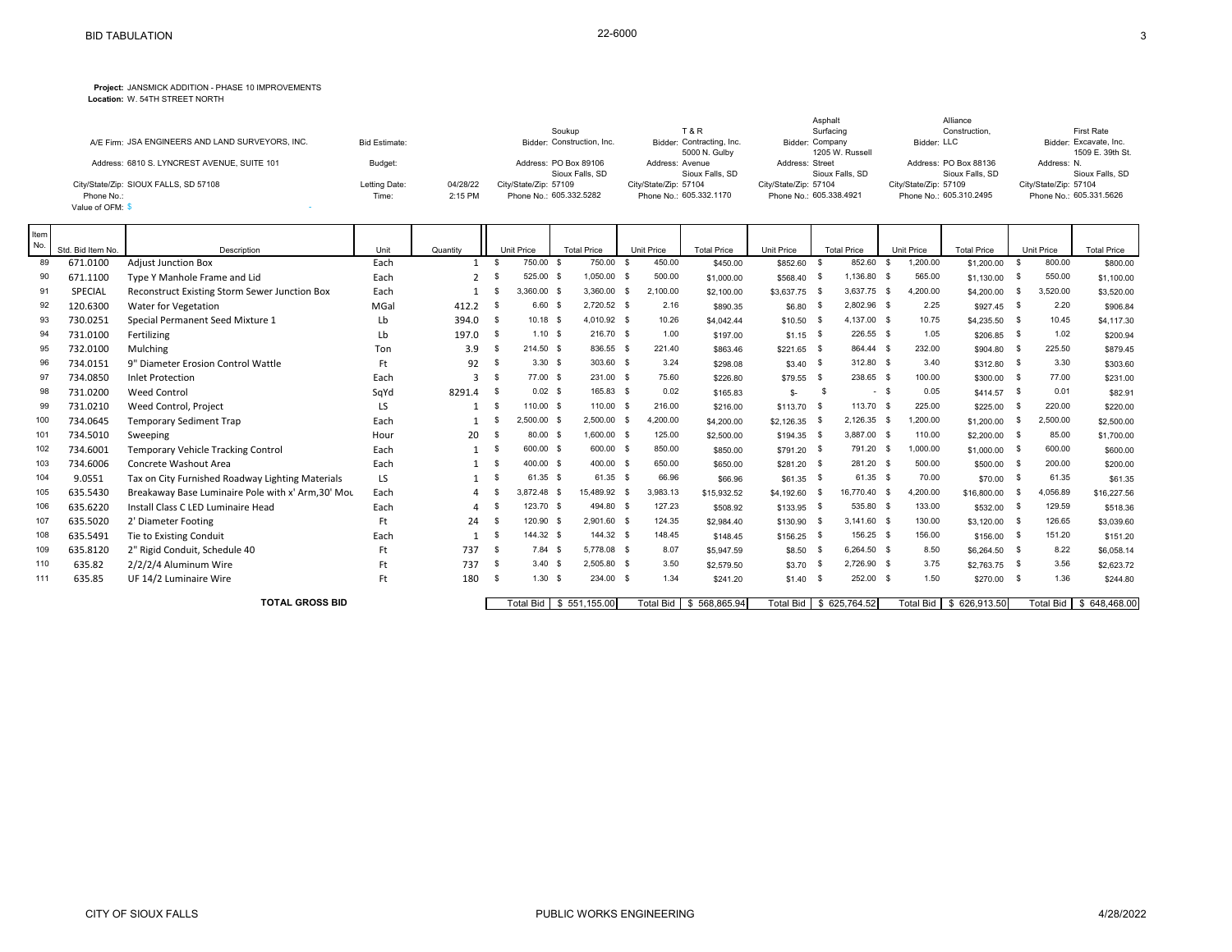BID TABULATION

22-6000

**Project:** JANSMICK ADDITION - PHASE 10 IMPROVEMENTS
**Location:** W. 54TH STREET NORTH

| | | | | | | | |
|---|---|---|---|---|---|---|---|
| A/E Firm: JSA ENGINEERS AND LAND SURVEYORS, INC. | Bid Estimate: | | Bidder: Soukup Construction, Inc. | Bidder: T & R Contracting, Inc. | Bidder: Asphalt Surfacing Company | Bidder: Alliance Construction, LLC | Bidder: First Rate Excavate, Inc. |
| Address: 6810 S. LYNCREST AVENUE, SUITE 101 | Budget: | | Address: PO Box 89106 Sioux Falls, SD | Address: 5000 N. Gulby Avenue Sioux Falls, SD | Address: 1205 W. Russell Street Sioux Falls, SD | Address: PO Box 88136 Sioux Falls, SD | Address: 1509 E. 39th St. N. Sioux Falls, SD |
| City/State/Zip: SIOUX FALLS, SD 57108 | Letting Date: | 04/28/22 | City/State/Zip: 57109 | City/State/Zip: 57104 | City/State/Zip: 57104 | City/State/Zip: 57109 | City/State/Zip: 57104 |
| Phone No.: | Time: | 2:15 PM | Phone No.: 605.332.5282 | Phone No.: 605.332.1170 | Phone No.: 605.338.4921 | Phone No.: 605.310.2495 | Phone No.: 605.331.5626 |
| Value of OFM: $ - | | | | | | | |

| Item No. | Std. Bid Item No. | Description | Unit | Quantity | Soukup Unit Price | Soukup Total Price | T & R Unit Price | T & R Total Price | Asphalt Surfacing Unit Price | Asphalt Surfacing Total Price | Alliance Unit Price | Alliance Total Price | First Rate Unit Price | First Rate Total Price |
|---|---|---|---|---|---|---|---|---|---|---|---|---|---|---|
| 89 | 671.0100 | Adjust Junction Box | Each | 1 | $ 750.00 | $ 750.00 | $ 450.00 | $450.00 | $852.60 | $ 852.60 | $ 1,200.00 | $1,200.00 | $ 800.00 | $800.00 |
| 90 | 671.1100 | Type Y Manhole Frame and Lid | Each | 2 | $ 525.00 | $ 1,050.00 | $ 500.00 | $1,000.00 | $568.40 | $ 1,136.80 | $ 565.00 | $1,130.00 | $ 550.00 | $1,100.00 |
| 91 | SPECIAL | Reconstruct Existing Storm Sewer Junction Box | Each | 1 | $ 3,360.00 | $ 3,360.00 | $ 2,100.00 | $2,100.00 | $3,637.75 | $ 3,637.75 | $ 4,200.00 | $4,200.00 | $ 3,520.00 | $3,520.00 |
| 92 | 120.6300 | Water for Vegetation | MGal | 412.2 | $ 6.60 | $ 2,720.52 | $ 2.16 | $890.35 | $6.80 | $ 2,802.96 | $ 2.25 | $927.45 | $ 2.20 | $906.84 |
| 93 | 730.0251 | Special Permanent Seed Mixture 1 | Lb | 394.0 | $ 10.18 | $ 4,010.92 | $ 10.26 | $4,042.44 | $10.50 | $ 4,137.00 | $ 10.75 | $4,235.50 | $ 10.45 | $4,117.30 |
| 94 | 731.0100 | Fertilizing | Lb | 197.0 | $ 1.10 | $ 216.70 | $ 1.00 | $197.00 | $1.15 | $ 226.55 | $ 1.05 | $206.85 | $ 1.02 | $200.94 |
| 95 | 732.0100 | Mulching | Ton | 3.9 | $ 214.50 | $ 836.55 | $ 221.40 | $863.46 | $221.65 | $ 864.44 | $ 232.00 | $904.80 | $ 225.50 | $879.45 |
| 96 | 734.0151 | 9" Diameter Erosion Control Wattle | Ft | 92 | $ 3.30 | $ 303.60 | $ 3.24 | $298.08 | $3.40 | $ 312.80 | $ 3.40 | $312.80 | $ 3.30 | $303.60 |
| 97 | 734.0850 | Inlet Protection | Each | 3 | $ 77.00 | $ 231.00 | $ 75.60 | $226.80 | $79.55 | $ 238.65 | $ 100.00 | $300.00 | $ 77.00 | $231.00 |
| 98 | 731.0200 | Weed Control | SqYd | 8291.4 | $ 0.02 | $ 165.83 | $ 0.02 | $165.83 | $- | $ - | $ 0.05 | $414.57 | $ 0.01 | $82.91 |
| 99 | 731.0210 | Weed Control, Project | LS | 1 | $ 110.00 | $ 110.00 | $ 216.00 | $216.00 | $113.70 | $ 113.70 | $ 225.00 | $225.00 | $ 220.00 | $220.00 |
| 100 | 734.0645 | Temporary Sediment Trap | Each | 1 | $ 2,500.00 | $ 2,500.00 | $ 4,200.00 | $4,200.00 | $2,126.35 | $ 2,126.35 | $ 1,200.00 | $1,200.00 | $ 2,500.00 | $2,500.00 |
| 101 | 734.5010 | Sweeping | Hour | 20 | $ 80.00 | $ 1,600.00 | $ 125.00 | $2,500.00 | $194.35 | $ 3,887.00 | $ 110.00 | $2,200.00 | $ 85.00 | $1,700.00 |
| 102 | 734.6001 | Temporary Vehicle Tracking Control | Each | 1 | $ 600.00 | $ 600.00 | $ 850.00 | $850.00 | $791.20 | $ 791.20 | $ 1,000.00 | $1,000.00 | $ 600.00 | $600.00 |
| 103 | 734.6006 | Concrete Washout Area | Each | 1 | $ 400.00 | $ 400.00 | $ 650.00 | $650.00 | $281.20 | $ 281.20 | $ 500.00 | $500.00 | $ 200.00 | $200.00 |
| 104 | 9.0551 | Tax on City Furnished Roadway Lighting Materials | LS | 1 | $ 61.35 | $ 61.35 | $ 66.96 | $66.96 | $61.35 | $ 61.35 | $ 70.00 | $70.00 | $ 61.35 | $61.35 |
| 105 | 635.5430 | Breakaway Base Luminaire Pole with x' Arm,30' Mou | Each | 4 | $ 3,872.48 | $ 15,489.92 | $ 3,983.13 | $15,932.52 | $4,192.60 | $ 16,770.40 | $ 4,200.00 | $16,800.00 | $ 4,056.89 | $16,227.56 |
| 106 | 635.6220 | Install Class C LED Luminaire Head | Each | 4 | $ 123.70 | $ 494.80 | $ 127.23 | $508.92 | $133.95 | $ 535.80 | $ 133.00 | $532.00 | $ 129.59 | $518.36 |
| 107 | 635.5020 | 2' Diameter Footing | Ft | 24 | $ 120.90 | $ 2,901.60 | $ 124.35 | $2,984.40 | $130.90 | $ 3,141.60 | $ 130.00 | $3,120.00 | $ 126.65 | $3,039.60 |
| 108 | 635.5491 | Tie to Existing Conduit | Each | 1 | $ 144.32 | $ 144.32 | $ 148.45 | $148.45 | $156.25 | $ 156.25 | $ 156.00 | $156.00 | $ 151.20 | $151.20 |
| 109 | 635.8120 | 2" Rigid Conduit, Schedule 40 | Ft | 737 | $ 7.84 | $ 5,778.08 | $ 8.07 | $5,947.59 | $8.50 | $ 6,264.50 | $ 8.50 | $6,264.50 | $ 8.22 | $6,058.14 |
| 110 | 635.82 | 2/2/2/4 Aluminum Wire | Ft | 737 | $ 3.40 | $ 2,505.80 | $ 3.50 | $2,579.50 | $3.70 | $ 2,726.90 | $ 3.75 | $2,763.75 | $ 3.56 | $2,623.72 |
| 111 | 635.85 | UF 14/2 Luminaire Wire | Ft | 180 | $ 1.30 | $ 234.00 | $ 1.34 | $241.20 | $1.40 | $ 252.00 | $ 1.50 | $270.00 | $ 1.36 | $244.80 |
| | | **TOTAL GROSS BID** | | | Total Bid | $ 551,155.00 | Total Bid | $ 568,865.94 | Total Bid | $ 625,764.52 | Total Bid | $ 626,913.50 | Total Bid | $ 648,468.00 |

CITY OF SIOUX FALLS PUBLIC WORKS ENGINEERING 4/28/2022